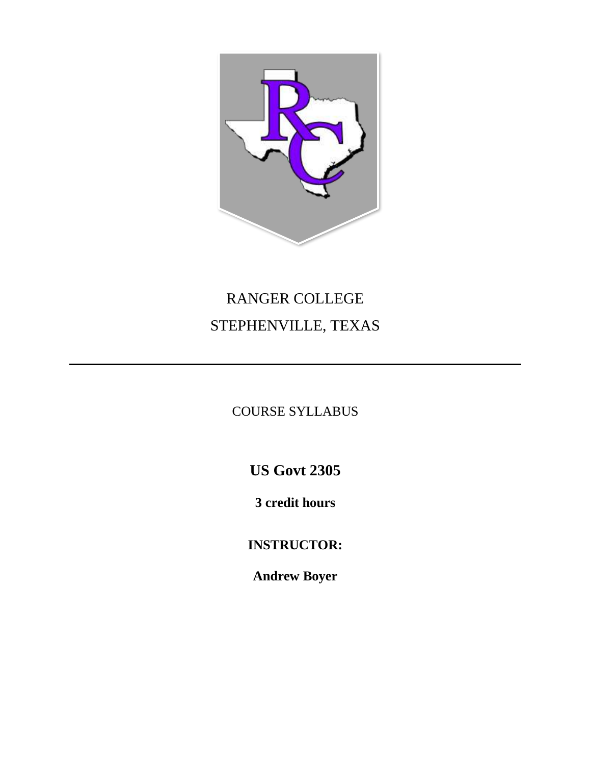RANGER COLLEGE

STEPHENVILLE, TEXAS

---

COURSE SYLLABUS

# US Govt 2305

**3 credit hours**

**INSTRUCTOR:**

**Andrew Boyer**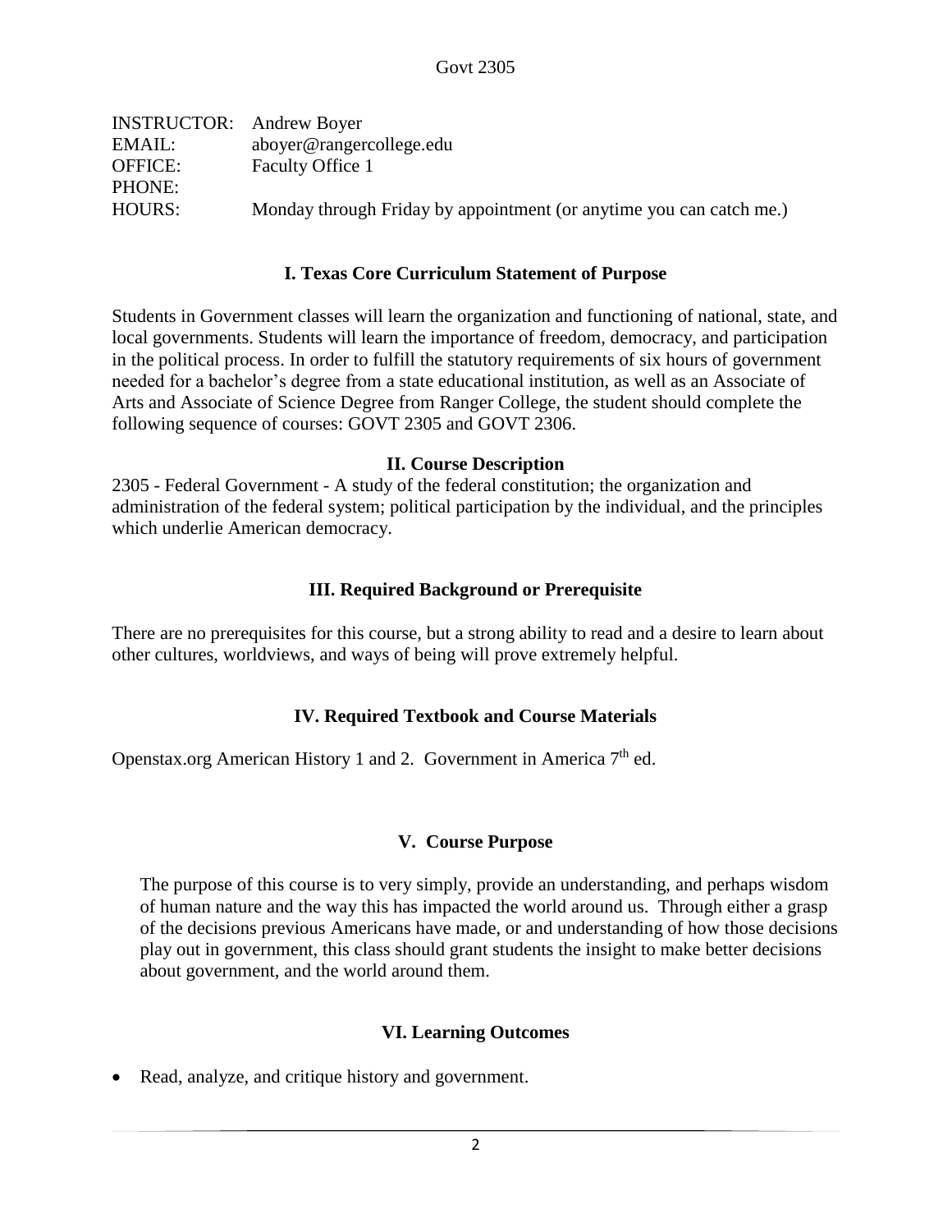Govt 2305

| | |
|---|---|
| INSTRUCTOR: | Andrew Boyer |
| EMAIL: | aboyer@rangercollege.edu |
| OFFICE: | Faculty Office 1 |
| PHONE: | |
| HOURS: | Monday through Friday by appointment (or anytime you can catch me.) |

### I. Texas Core Curriculum Statement of Purpose

Students in Government classes will learn the organization and functioning of national, state, and local governments. Students will learn the importance of freedom, democracy, and participation in the political process. In order to fulfill the statutory requirements of six hours of government needed for a bachelor's degree from a state educational institution, as well as an Associate of Arts and Associate of Science Degree from Ranger College, the student should complete the following sequence of courses: GOVT 2305 and GOVT 2306.

### II. Course Description

2305 - Federal Government - A study of the federal constitution; the organization and administration of the federal system; political participation by the individual, and the principles which underlie American democracy.

### III. Required Background or Prerequisite

There are no prerequisites for this course, but a strong ability to read and a desire to learn about other cultures, worldviews, and ways of being will prove extremely helpful.

### IV. Required Textbook and Course Materials

Openstax.org American History 1 and 2. Government in America 7th ed.

### V. Course Purpose

The purpose of this course is to very simply, provide an understanding, and perhaps wisdom of human nature and the way this has impacted the world around us. Through either a grasp of the decisions previous Americans have made, or and understanding of how those decisions play out in government, this class should grant students the insight to make better decisions about government, and the world around them.

### VI. Learning Outcomes

- Read, analyze, and critique history and government.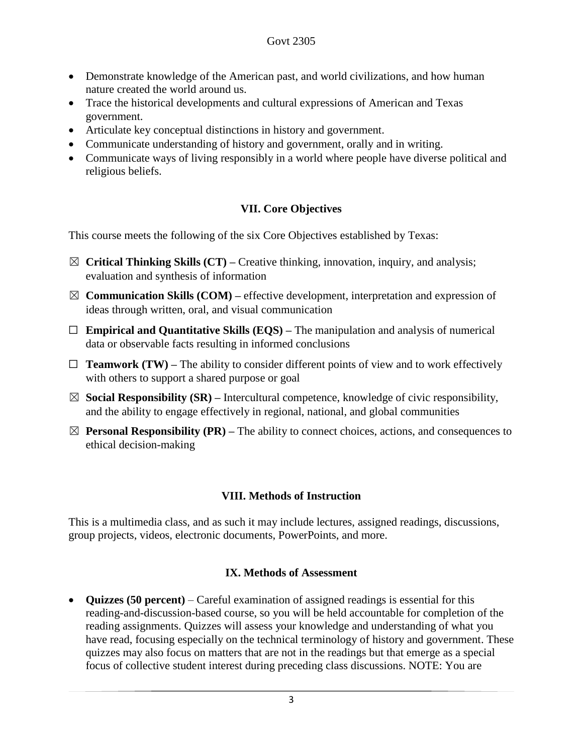- Demonstrate knowledge of the American past, and world civilizations, and how human nature created the world around us.
- Trace the historical developments and cultural expressions of American and Texas government.
- Articulate key conceptual distinctions in history and government.
- Communicate understanding of history and government, orally and in writing.
- Communicate ways of living responsibly in a world where people have diverse political and religious beliefs.

## VII. Core Objectives

This course meets the following of the six Core Objectives established by Texas:

☒ **Critical Thinking Skills (CT) –** Creative thinking, innovation, inquiry, and analysis; evaluation and synthesis of information

☒ **Communication Skills (COM) –** effective development, interpretation and expression of ideas through written, oral, and visual communication

☐ **Empirical and Quantitative Skills (EQS) –** The manipulation and analysis of numerical data or observable facts resulting in informed conclusions

☐ **Teamwork (TW) –** The ability to consider different points of view and to work effectively with others to support a shared purpose or goal

☒ **Social Responsibility (SR) –** Intercultural competence, knowledge of civic responsibility, and the ability to engage effectively in regional, national, and global communities

☒ **Personal Responsibility (PR) –** The ability to connect choices, actions, and consequences to ethical decision-making

## VIII. Methods of Instruction

This is a multimedia class, and as such it may include lectures, assigned readings, discussions, group projects, videos, electronic documents, PowerPoints, and more.

## IX. Methods of Assessment

- **Quizzes (50 percent)** – Careful examination of assigned readings is essential for this reading-and-discussion-based course, so you will be held accountable for completion of the reading assignments. Quizzes will assess your knowledge and understanding of what you have read, focusing especially on the technical terminology of history and government. These quizzes may also focus on matters that are not in the readings but that emerge as a special focus of collective student interest during preceding class discussions. NOTE: You are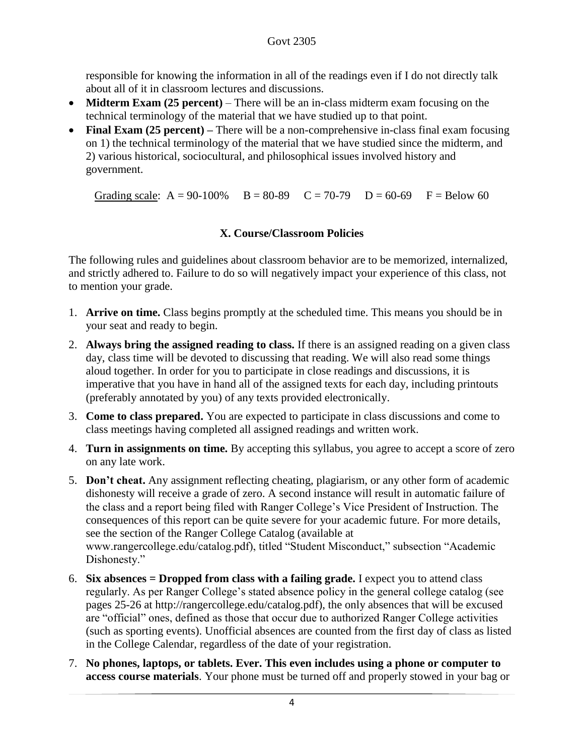responsible for knowing the information in all of the readings even if I do not directly talk about all of it in classroom lectures and discussions.

- **Midterm Exam (25 percent)** – There will be an in-class midterm exam focusing on the technical terminology of the material that we have studied up to that point.
- **Final Exam (25 percent) –** There will be a non-comprehensive in-class final exam focusing on 1) the technical terminology of the material that we have studied since the midterm, and 2) various historical, sociocultural, and philosophical issues involved history and government.

Grading scale: A = 90-100% B = 80-89 C = 70-79 D = 60-69 F = Below 60

## X. Course/Classroom Policies

The following rules and guidelines about classroom behavior are to be memorized, internalized, and strictly adhered to. Failure to do so will negatively impact your experience of this class, not to mention your grade.

1. **Arrive on time.** Class begins promptly at the scheduled time. This means you should be in your seat and ready to begin.
2. **Always bring the assigned reading to class.** If there is an assigned reading on a given class day, class time will be devoted to discussing that reading. We will also read some things aloud together. In order for you to participate in close readings and discussions, it is imperative that you have in hand all of the assigned texts for each day, including printouts (preferably annotated by you) of any texts provided electronically.
3. **Come to class prepared.** You are expected to participate in class discussions and come to class meetings having completed all assigned readings and written work.
4. **Turn in assignments on time.** By accepting this syllabus, you agree to accept a score of zero on any late work.
5. **Don't cheat.** Any assignment reflecting cheating, plagiarism, or any other form of academic dishonesty will receive a grade of zero. A second instance will result in automatic failure of the class and a report being filed with Ranger College's Vice President of Instruction. The consequences of this report can be quite severe for your academic future. For more details, see the section of the Ranger College Catalog (available at www.rangercollege.edu/catalog.pdf), titled "Student Misconduct," subsection "Academic Dishonesty."
6. **Six absences = Dropped from class with a failing grade.** I expect you to attend class regularly. As per Ranger College's stated absence policy in the general college catalog (see pages 25-26 at http://rangercollege.edu/catalog.pdf), the only absences that will be excused are "official" ones, defined as those that occur due to authorized Ranger College activities (such as sporting events). Unofficial absences are counted from the first day of class as listed in the College Calendar, regardless of the date of your registration.
7. **No phones, laptops, or tablets. Ever. This even includes using a phone or computer to access course materials**. Your phone must be turned off and properly stowed in your bag or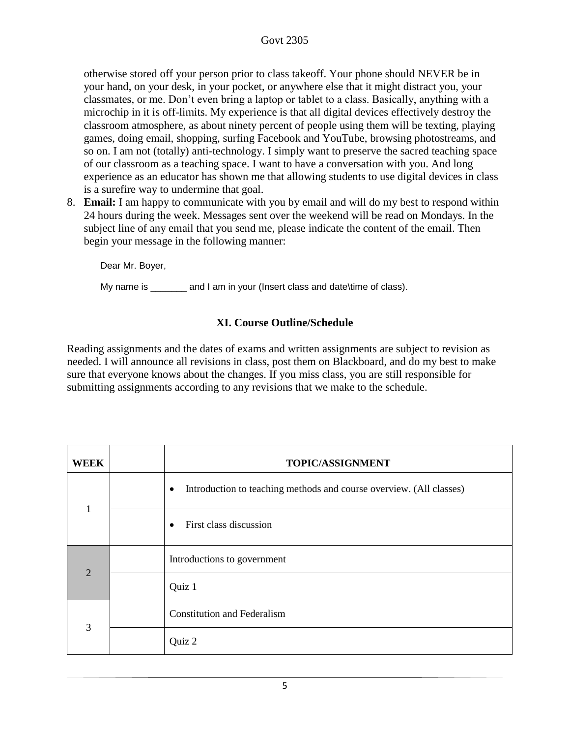otherwise stored off your person prior to class takeoff. Your phone should NEVER be in your hand, on your desk, in your pocket, or anywhere else that it might distract you, your classmates, or me. Don't even bring a laptop or tablet to a class. Basically, anything with a microchip in it is off-limits. My experience is that all digital devices effectively destroy the classroom atmosphere, as about ninety percent of people using them will be texting, playing games, doing email, shopping, surfing Facebook and YouTube, browsing photostreams, and so on. I am not (totally) anti-technology. I simply want to preserve the sacred teaching space of our classroom as a teaching space. I want to have a conversation with you. And long experience as an educator has shown me that allowing students to use digital devices in class is a surefire way to undermine that goal.

8. **Email:** I am happy to communicate with you by email and will do my best to respond within 24 hours during the week. Messages sent over the weekend will be read on Mondays. In the subject line of any email that you send me, please indicate the content of the email. Then begin your message in the following manner:

   Dear Mr. Boyer,

   My name is _______ and I am in your (Insert class and date\time of class).

### XI. Course Outline/Schedule

Reading assignments and the dates of exams and written assignments are subject to revision as needed. I will announce all revisions in class, post them on Blackboard, and do my best to make sure that everyone knows about the changes. If you miss class, you are still responsible for submitting assignments according to any revisions that we make to the schedule.

| WEEK | | TOPIC/ASSIGNMENT |
|---|---|---|
| 1 | | • Introduction to teaching methods and course overview. (All classes) |
| | | • First class discussion |
| 2 | | Introductions to government |
| | | Quiz 1 |
| 3 | | Constitution and Federalism |
| | | Quiz 2 |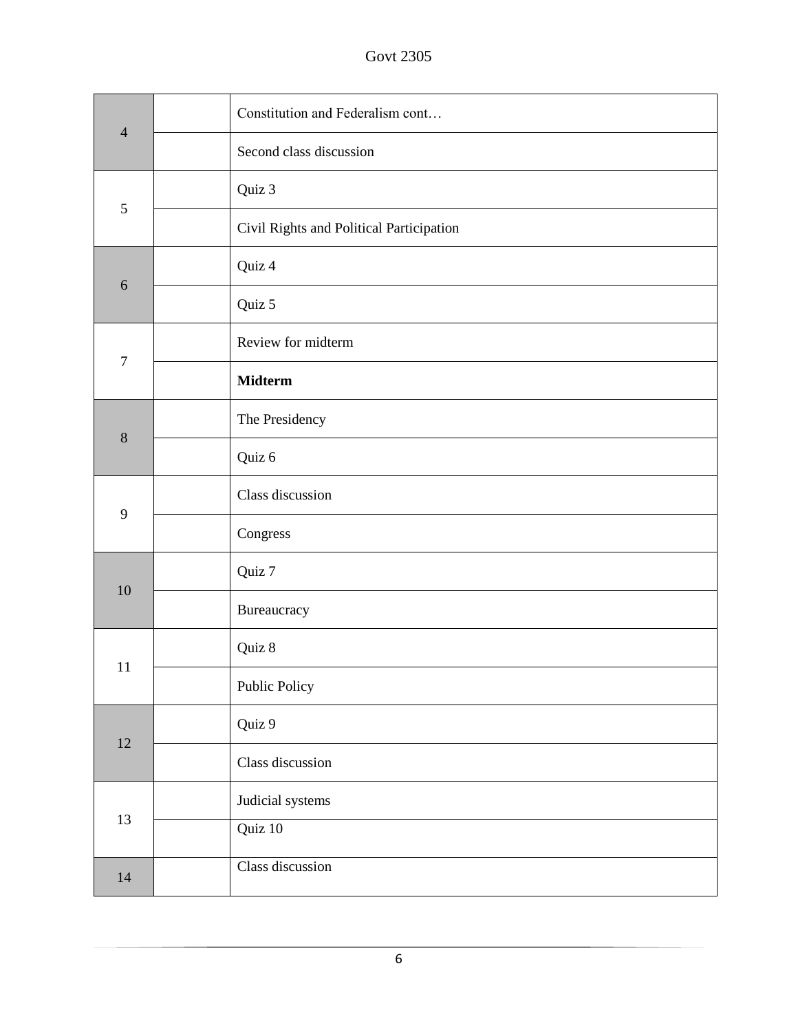| | | |
|---|---|---|
| 4 | | Constitution and Federalism cont… |
| | | Second class discussion |
| 5 | | Quiz 3 |
| | | Civil Rights and Political Participation |
| 6 | | Quiz 4 |
| | | Quiz 5 |
| 7 | | Review for midterm |
| | | **Midterm** |
| 8 | | The Presidency |
| | | Quiz 6 |
| 9 | | Class discussion |
| | | Congress |
| 10 | | Quiz 7 |
| | | Bureaucracy |
| 11 | | Quiz 8 |
| | | Public Policy |
| 12 | | Quiz 9 |
| | | Class discussion |
| 13 | | Judicial systems |
| | | Quiz 10 |
| 14 | | Class discussion |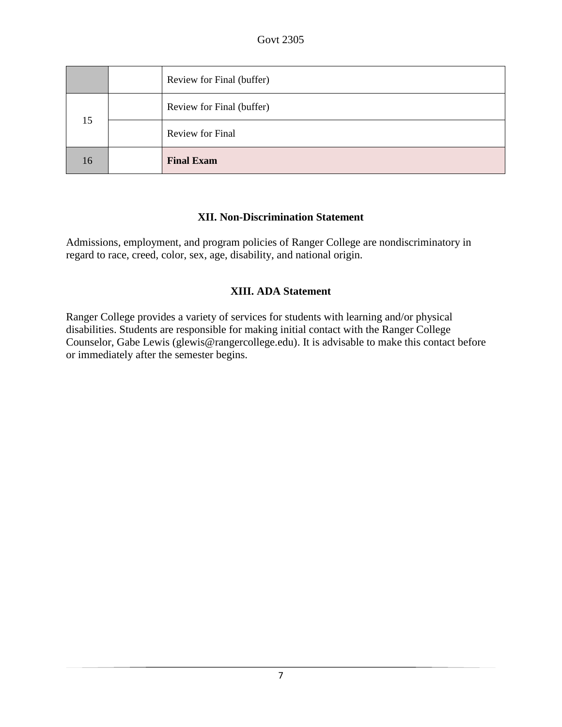| | | |
|---|---|---|
| | | Review for Final (buffer) |
| 15 | | Review for Final (buffer) |
| | | Review for Final |
| 16 | | **Final Exam** |

## XII. Non-Discrimination Statement

Admissions, employment, and program policies of Ranger College are nondiscriminatory in regard to race, creed, color, sex, age, disability, and national origin.

## XIII. ADA Statement

Ranger College provides a variety of services for students with learning and/or physical disabilities. Students are responsible for making initial contact with the Ranger College Counselor, Gabe Lewis (glewis@rangercollege.edu). It is advisable to make this contact before or immediately after the semester begins.